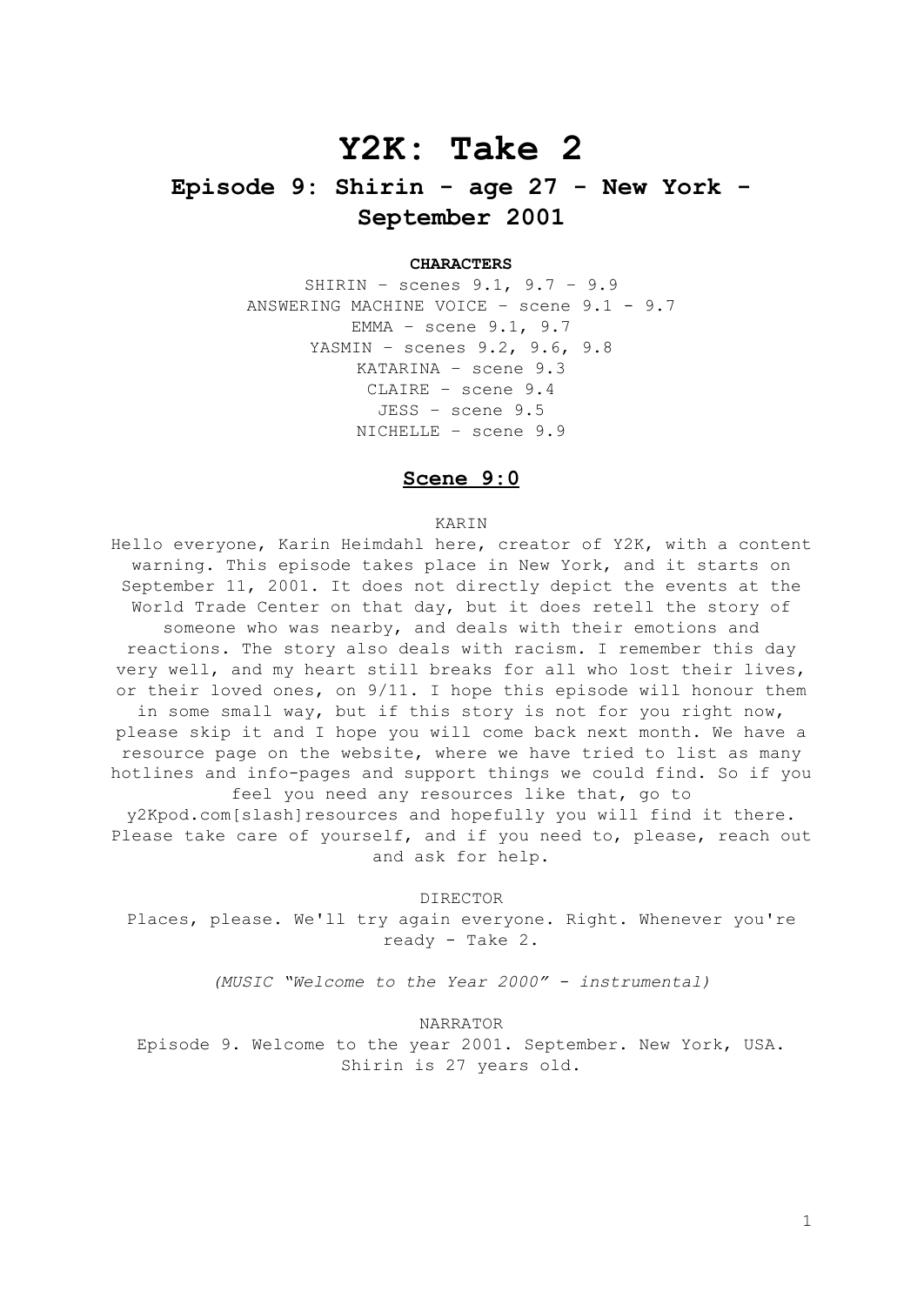# Y2K: Take 2

## Episode 9: Shirin - age 27 - New York - September 2001

**CHARACTERS**

SHIRIN – scenes 9.1, 9.7 – 9.9
ANSWERING MACHINE VOICE – scene 9.1 - 9.7
EMMA – scene 9.1, 9.7
YASMIN – scenes 9.2, 9.6, 9.8
KATARINA – scene 9.3
CLAIRE – scene 9.4
JESS – scene 9.5
NICHELLE – scene 9.9

### Scene 9:0

KARIN

Hello everyone, Karin Heimdahl here, creator of Y2K, with a content warning. This episode takes place in New York, and it starts on September 11, 2001. It does not directly depict the events at the World Trade Center on that day, but it does retell the story of someone who was nearby, and deals with their emotions and reactions. The story also deals with racism. I remember this day very well, and my heart still breaks for all who lost their lives, or their loved ones, on 9/11. I hope this episode will honour them in some small way, but if this story is not for you right now, please skip it and I hope you will come back next month. We have a resource page on the website, where we have tried to list as many hotlines and info-pages and support things we could find. So if you feel you need any resources like that, go to y2Kpod.com[slash]resources and hopefully you will find it there. Please take care of yourself, and if you need to, please, reach out and ask for help.

DIRECTOR

Places, please. We'll try again everyone. Right. Whenever you're ready - Take 2.

*(MUSIC "Welcome to the Year 2000" - instrumental)*

NARRATOR

Episode 9. Welcome to the year 2001. September. New York, USA. Shirin is 27 years old.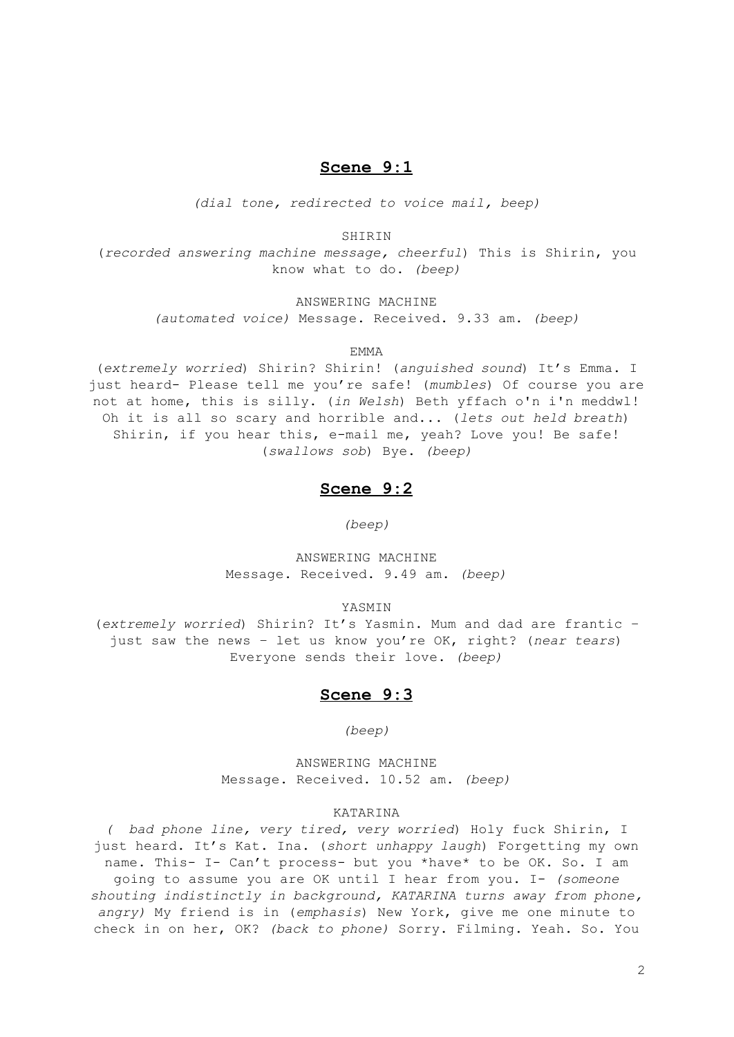## **Scene 9:1**

*(dial tone, redirected to voice mail, beep)*

SHIRIN

(*recorded answering machine message, cheerful*) This is Shirin, you know what to do. *(beep)*

ANSWERING MACHINE

*(automated voice)* Message. Received. 9.33 am. *(beep)*

EMMA

(*extremely worried*) Shirin? Shirin! (*anguished sound*) It's Emma. I just heard- Please tell me you're safe! (*mumbles*) Of course you are not at home, this is silly. (*in Welsh*) Beth yffach o'n i'n meddwl! Oh it is all so scary and horrible and... (*lets out held breath*) Shirin, if you hear this, e-mail me, yeah? Love you! Be safe! (*swallows sob*) Bye. *(beep)*

## **Scene 9:2**

*(beep)*

ANSWERING MACHINE

Message. Received. 9.49 am. *(beep)*

YASMIN

(*extremely worried*) Shirin? It's Yasmin. Mum and dad are frantic – just saw the news – let us know you're OK, right? (*near tears*) Everyone sends their love. *(beep)*

## **Scene 9:3**

*(beep)*

ANSWERING MACHINE

Message. Received. 10.52 am. *(beep)*

KATARINA

*( bad phone line, very tired, very worried*) Holy fuck Shirin, I just heard. It's Kat. Ina. (*short unhappy laugh*) Forgetting my own name. This- I- Can't process- but you \*have\* to be OK. So. I am going to assume you are OK until I hear from you. I- *(someone shouting indistinctly in background, KATARINA turns away from phone, angry)* My friend is in (*emphasis*) New York, give me one minute to check in on her, OK? *(back to phone)* Sorry. Filming. Yeah. So. You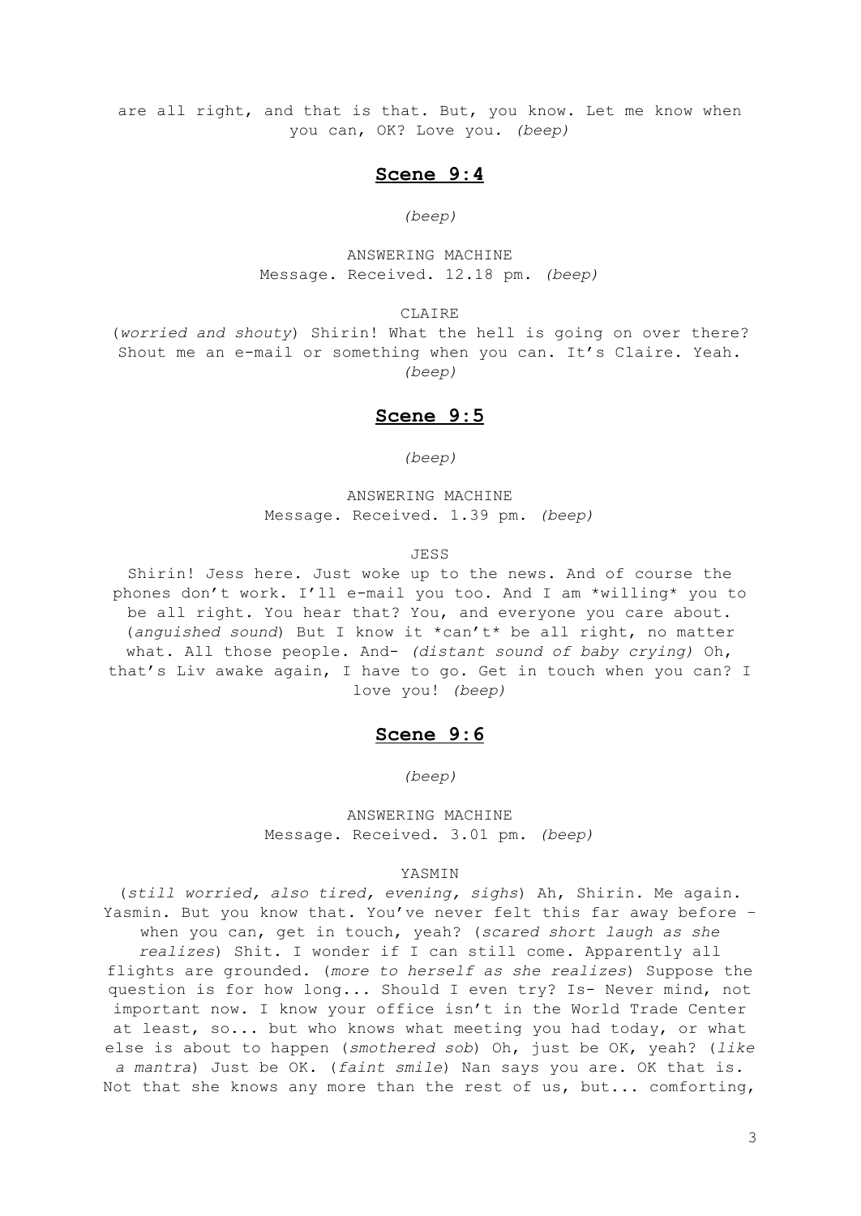are all right, and that is that. But, you know. Let me know when you can, OK? Love you. *(beep)*

## Scene 9:4

*(beep)*

ANSWERING MACHINE
Message. Received. 12.18 pm. *(beep)*

CLAIRE
(*worried and shouty*) Shirin! What the hell is going on over there? Shout me an e-mail or something when you can. It's Claire. Yeah. *(beep)*

## Scene 9:5

*(beep)*

ANSWERING MACHINE
Message. Received. 1.39 pm. *(beep)*

JESS
Shirin! Jess here. Just woke up to the news. And of course the phones don't work. I'll e-mail you too. And I am *willing* you to be all right. You hear that? You, and everyone you care about. (*anguished sound*) But I know it *can't* be all right, no matter what. All those people. And- *(distant sound of baby crying)* Oh, that's Liv awake again, I have to go. Get in touch when you can? I love you! *(beep)*

## Scene 9:6

*(beep)*

ANSWERING MACHINE
Message. Received. 3.01 pm. *(beep)*

YASMIN
(*still worried, also tired, evening, sighs*) Ah, Shirin. Me again. Yasmin. But you know that. You've never felt this far away before – when you can, get in touch, yeah? (*scared short laugh as she realizes*) Shit. I wonder if I can still come. Apparently all flights are grounded. (*more to herself as she realizes*) Suppose the question is for how long... Should I even try? Is- Never mind, not important now. I know your office isn't in the World Trade Center at least, so... but who knows what meeting you had today, or what else is about to happen (*smothered sob*) Oh, just be OK, yeah? (*like a mantra*) Just be OK. (*faint smile*) Nan says you are. OK that is. Not that she knows any more than the rest of us, but... comforting,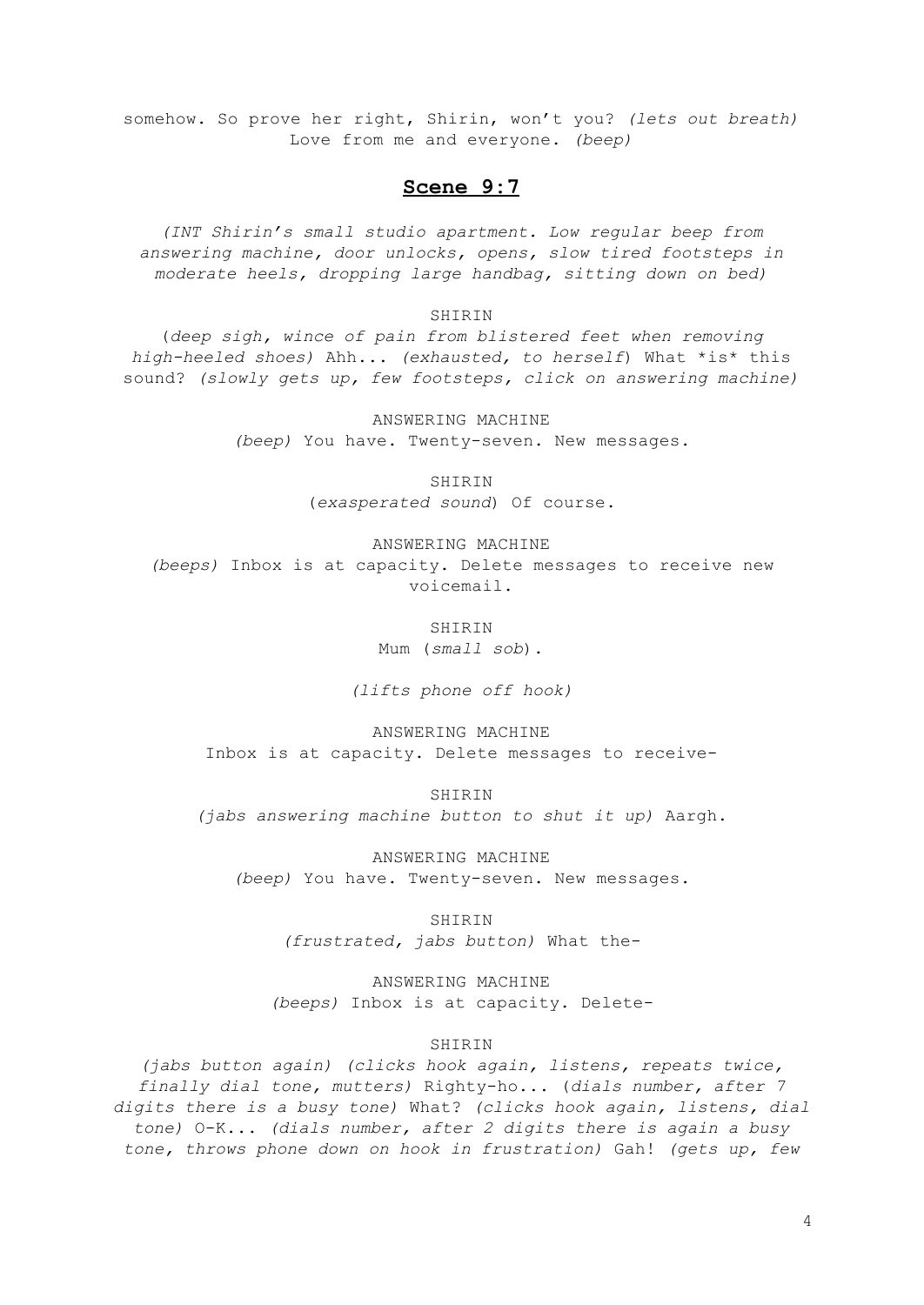somehow. So prove her right, Shirin, won't you? *(lets out breath)* Love from me and everyone. *(beep)*

## **Scene 9:7**

*(INT Shirin's small studio apartment. Low regular beep from answering machine, door unlocks, opens, slow tired footsteps in moderate heels, dropping large handbag, sitting down on bed)*

SHIRIN

(*deep sigh, wince of pain from blistered feet when removing high-heeled shoes)* Ahh... *(exhausted, to herself*) What *is* this sound? *(slowly gets up, few footsteps, click on answering machine)*

ANSWERING MACHINE

*(beep)* You have. Twenty-seven. New messages.

SHIRIN

(*exasperated sound*) Of course.

ANSWERING MACHINE

*(beeps)* Inbox is at capacity. Delete messages to receive new voicemail.

SHIRIN

Mum (*small sob*).

*(lifts phone off hook)*

ANSWERING MACHINE

Inbox is at capacity. Delete messages to receive-

SHIRIN

*(jabs answering machine button to shut it up)* Aargh.

ANSWERING MACHINE

*(beep)* You have. Twenty-seven. New messages.

SHIRIN

*(frustrated, jabs button)* What the-

ANSWERING MACHINE

*(beeps)* Inbox is at capacity. Delete-

SHIRIN

*(jabs button again) (clicks hook again, listens, repeats twice, finally dial tone, mutters)* Righty-ho... (*dials number, after 7 digits there is a busy tone)* What? *(clicks hook again, listens, dial tone)* O-K... *(dials number, after 2 digits there is again a busy tone, throws phone down on hook in frustration)* Gah! *(gets up, few*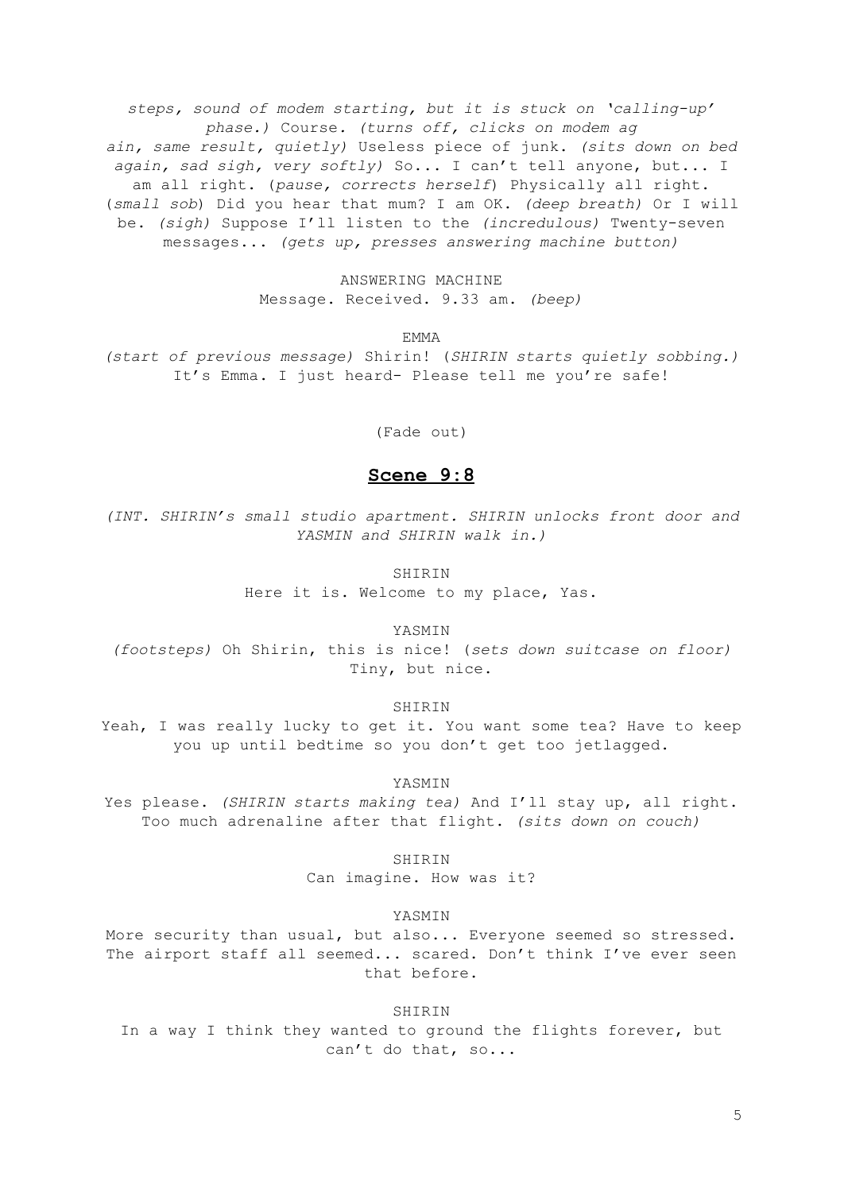*steps, sound of modem starting, but it is stuck on 'calling-up' phase.)* Course. *(turns off, clicks on modem again, same result, quietly)* Useless piece of junk. *(sits down on bed again, sad sigh, very softly)* So... I can't tell anyone, but... I am all right. (*pause, corrects herself*) Physically all right. (*small sob*) Did you hear that mum? I am OK. *(deep breath)* Or I will be. *(sigh)* Suppose I'll listen to the *(incredulous)* Twenty-seven messages... *(gets up, presses answering machine button)*

ANSWERING MACHINE

Message. Received. 9.33 am. *(beep)*

EMMA

*(start of previous message)* Shirin! (*SHIRIN starts quietly sobbing.)* It's Emma. I just heard- Please tell me you're safe!

(Fade out)

## **Scene 9:8**

*(INT. SHIRIN's small studio apartment. SHIRIN unlocks front door and YASMIN and SHIRIN walk in.)*

SHIRIN

Here it is. Welcome to my place, Yas.

YASMIN

*(footsteps)* Oh Shirin, this is nice! (*sets down suitcase on floor)* Tiny, but nice.

SHIRIN

Yeah, I was really lucky to get it. You want some tea? Have to keep you up until bedtime so you don't get too jetlagged.

YASMIN

Yes please. *(SHIRIN starts making tea)* And I'll stay up, all right. Too much adrenaline after that flight. *(sits down on couch)*

SHIRIN

Can imagine. How was it?

YASMIN

More security than usual, but also... Everyone seemed so stressed. The airport staff all seemed... scared. Don't think I've ever seen that before.

SHIRIN

In a way I think they wanted to ground the flights forever, but can't do that, so...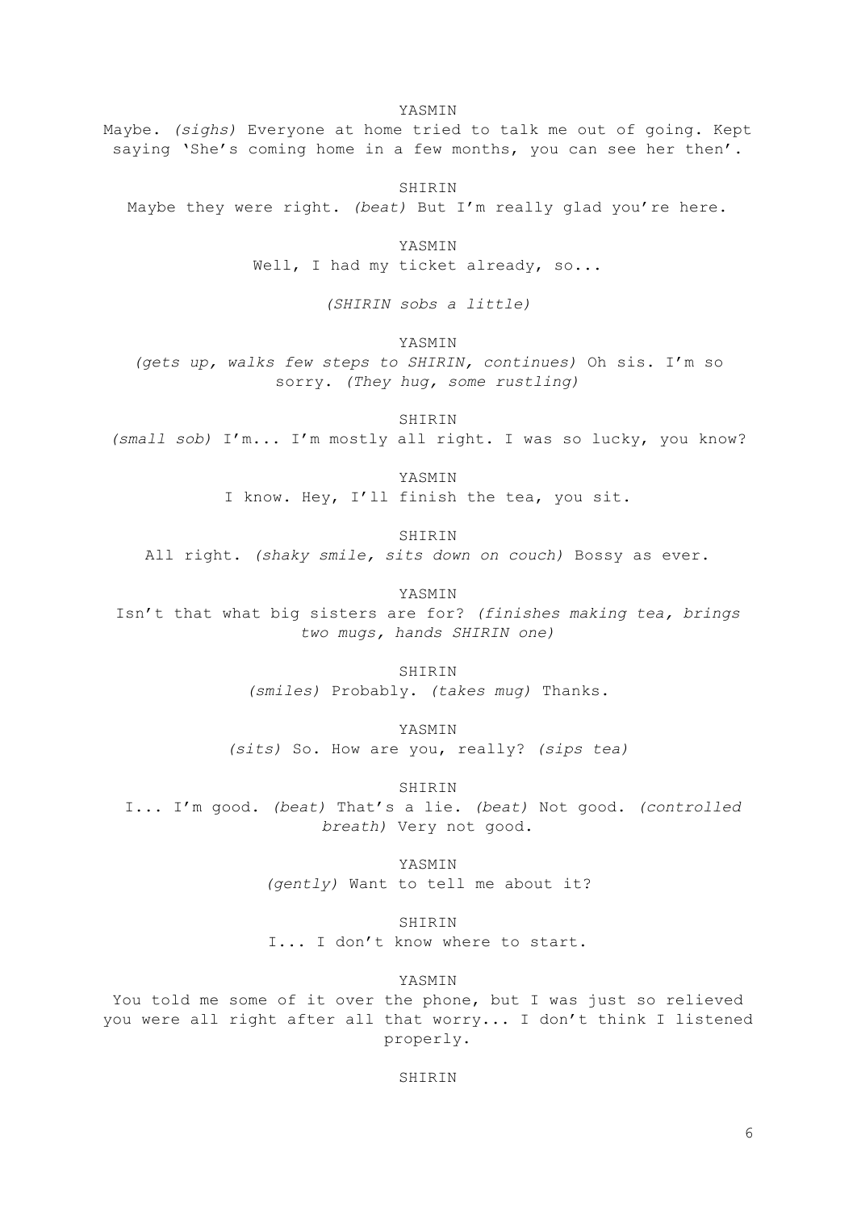YASMIN

Maybe. *(sighs)* Everyone at home tried to talk me out of going. Kept saying 'She's coming home in a few months, you can see her then'.

SHIRIN

Maybe they were right. *(beat)* But I'm really glad you're here.

YASMIN

Well, I had my ticket already, so...

*(SHIRIN sobs a little)*

YASMIN

*(gets up, walks few steps to SHIRIN, continues)* Oh sis. I'm so sorry. *(They hug, some rustling)*

SHIRIN

*(small sob)* I'm... I'm mostly all right. I was so lucky, you know?

YASMIN

I know. Hey, I'll finish the tea, you sit.

SHIRIN

All right. *(shaky smile, sits down on couch)* Bossy as ever.

YASMIN

Isn't that what big sisters are for? *(finishes making tea, brings two mugs, hands SHIRIN one)*

SHIRIN

*(smiles)* Probably. *(takes mug)* Thanks.

YASMIN

*(sits)* So. How are you, really? *(sips tea)*

SHIRIN

I... I'm good. *(beat)* That's a lie. *(beat)* Not good. *(controlled breath)* Very not good.

YASMIN

*(gently)* Want to tell me about it?

SHIRIN

I... I don't know where to start.

YASMIN

You told me some of it over the phone, but I was just so relieved you were all right after all that worry... I don't think I listened properly.

SHIRIN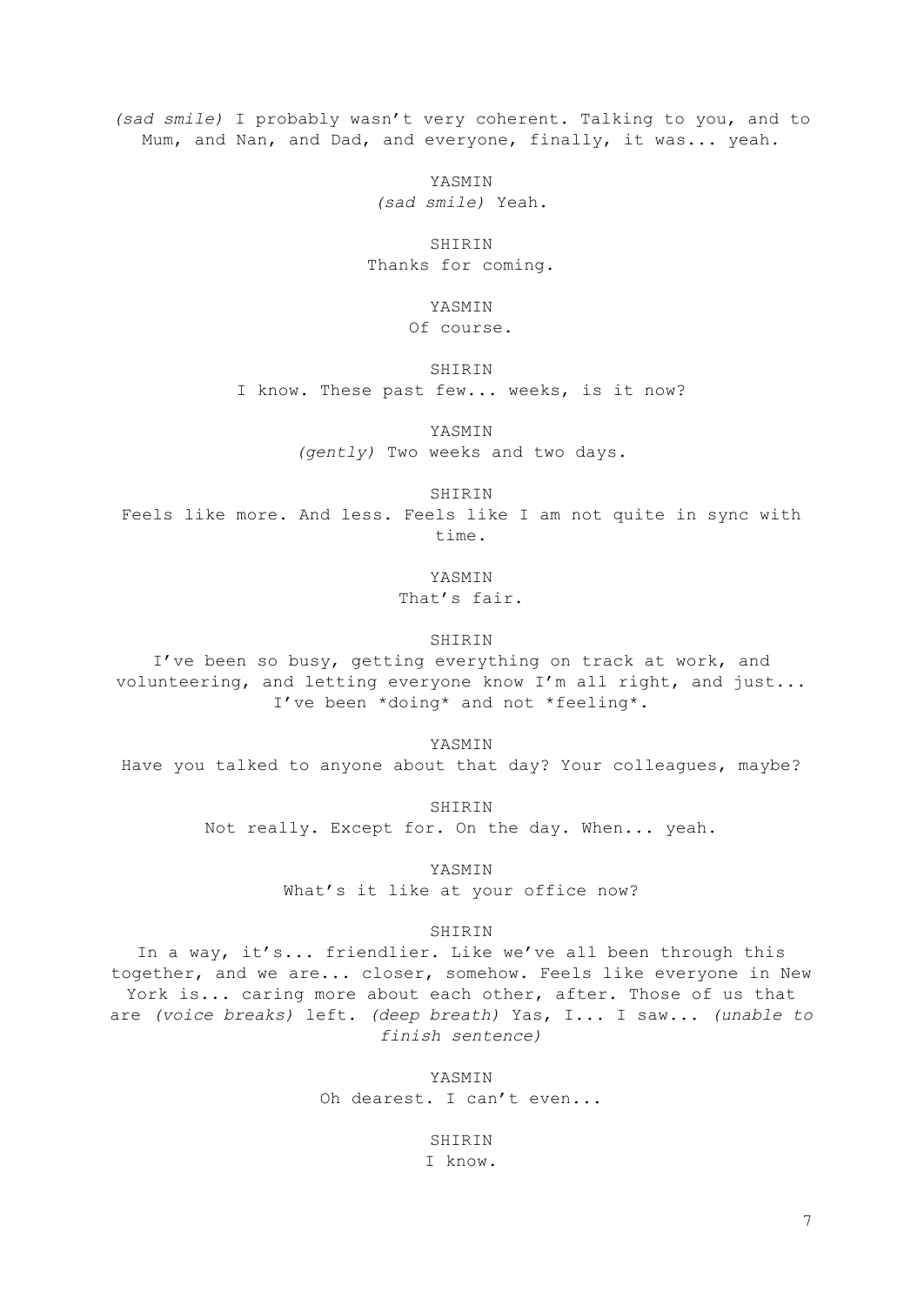*(sad smile)* I probably wasn't very coherent. Talking to you, and to Mum, and Nan, and Dad, and everyone, finally, it was... yeah.

YASMIN

*(sad smile)* Yeah.

SHIRIN

Thanks for coming.

YASMIN

Of course.

SHIRIN

I know. These past few... weeks, is it now?

YASMIN

*(gently)* Two weeks and two days.

SHIRIN

Feels like more. And less. Feels like I am not quite in sync with time.

YASMIN

That's fair.

SHIRIN

I've been so busy, getting everything on track at work, and volunteering, and letting everyone know I'm all right, and just... I've been *doing* and not *feeling*.

YASMIN

Have you talked to anyone about that day? Your colleagues, maybe?

SHIRIN

Not really. Except for. On the day. When... yeah.

YASMIN

What's it like at your office now?

SHIRIN

In a way, it's... friendlier. Like we've all been through this together, and we are... closer, somehow. Feels like everyone in New York is... caring more about each other, after. Those of us that are *(voice breaks)* left. *(deep breath)* Yas, I... I saw... *(unable to finish sentence)*

YASMIN

Oh dearest. I can't even...

SHIRIN

I know.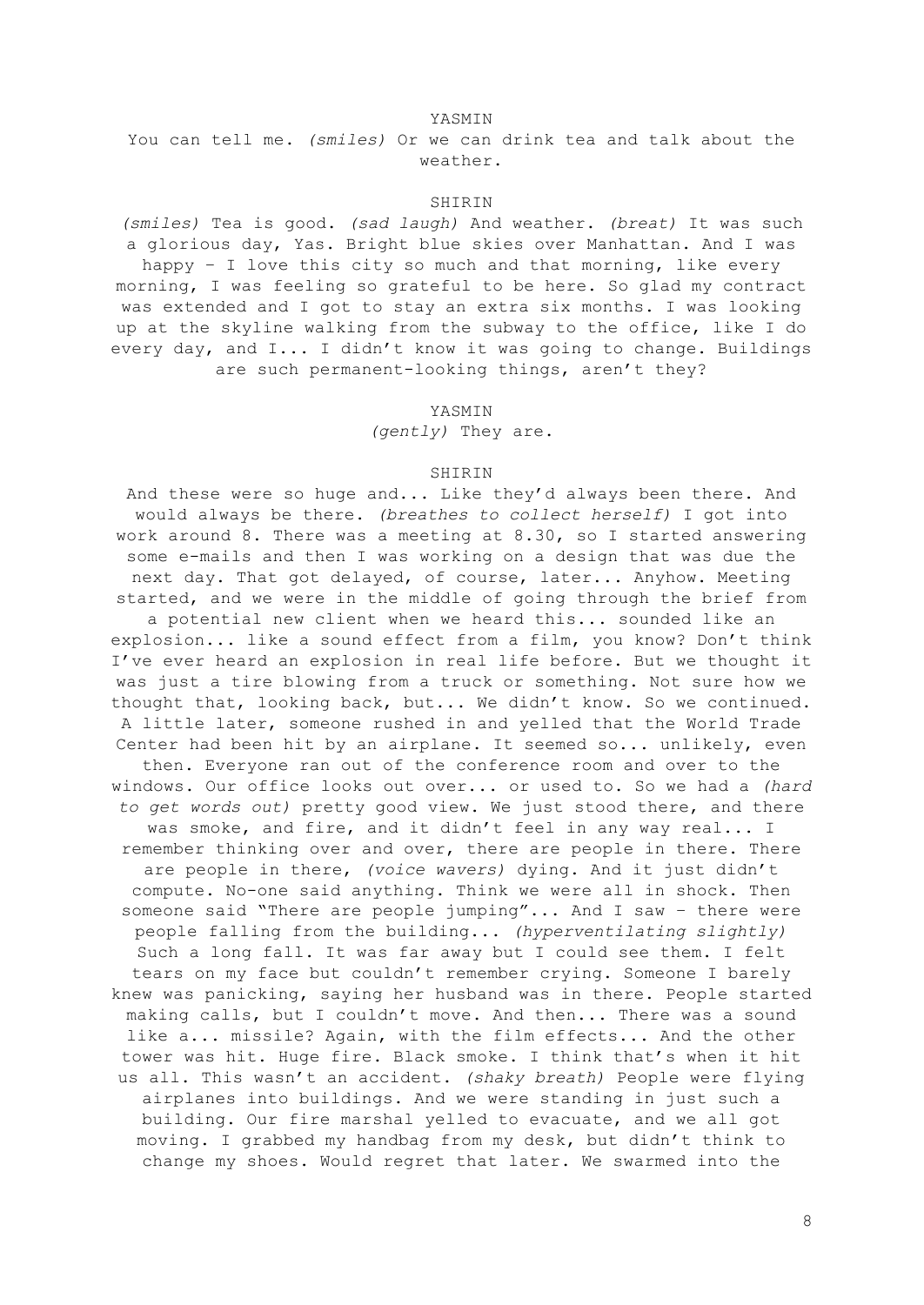YASMIN

You can tell me. *(smiles)* Or we can drink tea and talk about the weather.

SHIRIN

*(smiles)* Tea is good. *(sad laugh)* And weather. *(breat)* It was such a glorious day, Yas. Bright blue skies over Manhattan. And I was happy – I love this city so much and that morning, like every morning, I was feeling so grateful to be here. So glad my contract was extended and I got to stay an extra six months. I was looking up at the skyline walking from the subway to the office, like I do every day, and I... I didn't know it was going to change. Buildings are such permanent-looking things, aren't they?

YASMIN

*(gently)* They are.

SHIRIN

And these were so huge and... Like they'd always been there. And would always be there. *(breathes to collect herself)* I got into work around 8. There was a meeting at 8.30, so I started answering some e-mails and then I was working on a design that was due the next day. That got delayed, of course, later... Anyhow. Meeting started, and we were in the middle of going through the brief from a potential new client when we heard this... sounded like an explosion... like a sound effect from a film, you know? Don't think I've ever heard an explosion in real life before. But we thought it was just a tire blowing from a truck or something. Not sure how we thought that, looking back, but... We didn't know. So we continued. A little later, someone rushed in and yelled that the World Trade Center had been hit by an airplane. It seemed so... unlikely, even then. Everyone ran out of the conference room and over to the windows. Our office looks out over... or used to. So we had a *(hard to get words out)* pretty good view. We just stood there, and there was smoke, and fire, and it didn't feel in any way real... I remember thinking over and over, there are people in there. There are people in there, *(voice wavers)* dying. And it just didn't compute. No-one said anything. Think we were all in shock. Then someone said "There are people jumping"... And I saw – there were people falling from the building... *(hyperventilating slightly)* Such a long fall. It was far away but I could see them. I felt tears on my face but couldn't remember crying. Someone I barely knew was panicking, saying her husband was in there. People started making calls, but I couldn't move. And then... There was a sound like a... missile? Again, with the film effects... And the other tower was hit. Huge fire. Black smoke. I think that's when it hit us all. This wasn't an accident. *(shaky breath)* People were flying airplanes into buildings. And we were standing in just such a building. Our fire marshal yelled to evacuate, and we all got moving. I grabbed my handbag from my desk, but didn't think to change my shoes. Would regret that later. We swarmed into the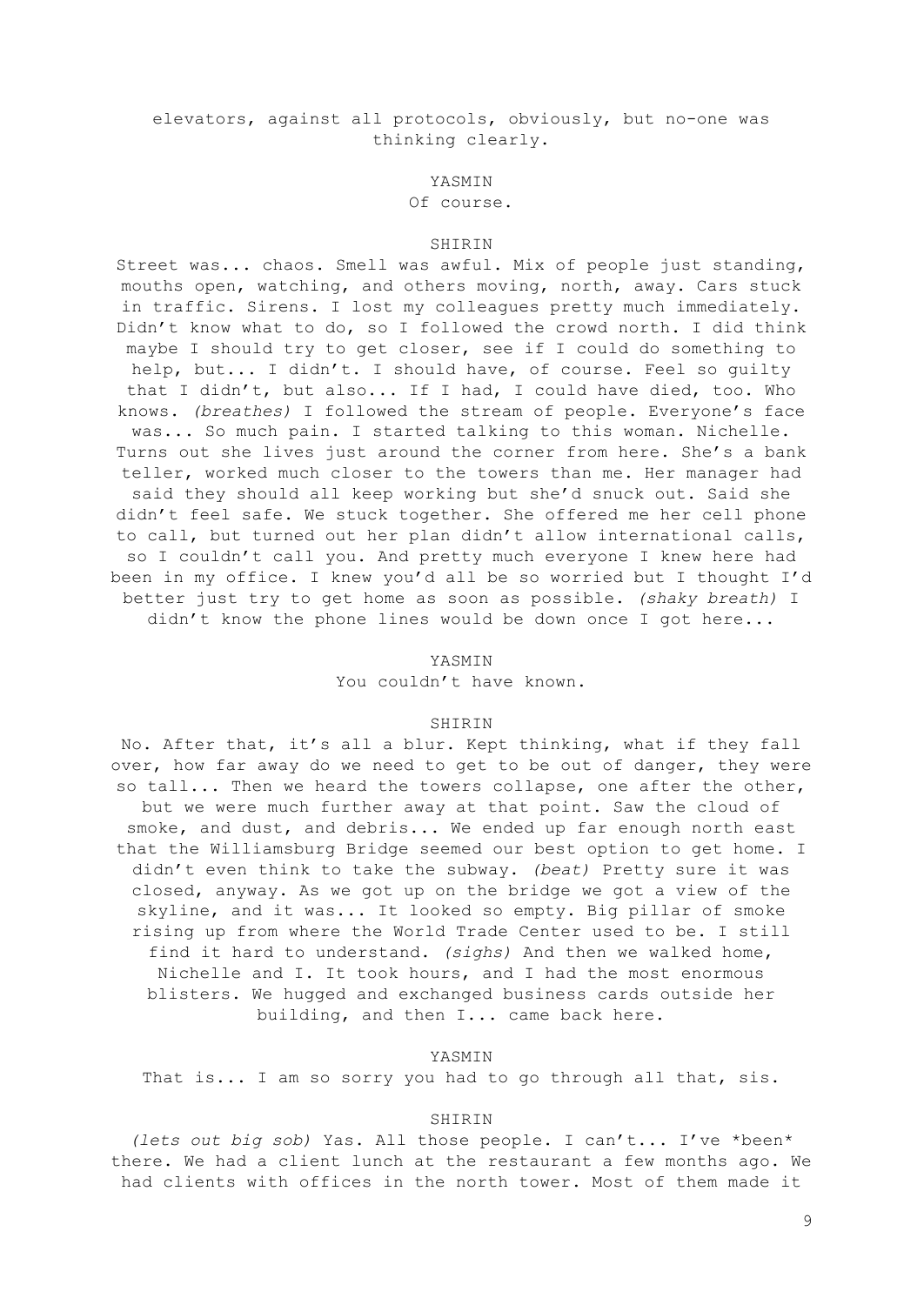elevators, against all protocols, obviously, but no-one was thinking clearly.

YASMIN

Of course.

SHIRIN

Street was... chaos. Smell was awful. Mix of people just standing, mouths open, watching, and others moving, north, away. Cars stuck in traffic. Sirens. I lost my colleagues pretty much immediately. Didn't know what to do, so I followed the crowd north. I did think maybe I should try to get closer, see if I could do something to help, but... I didn't. I should have, of course. Feel so guilty that I didn't, but also... If I had, I could have died, too. Who knows. *(breathes)* I followed the stream of people. Everyone's face was... So much pain. I started talking to this woman. Nichelle. Turns out she lives just around the corner from here. She's a bank teller, worked much closer to the towers than me. Her manager had said they should all keep working but she'd snuck out. Said she didn't feel safe. We stuck together. She offered me her cell phone to call, but turned out her plan didn't allow international calls, so I couldn't call you. And pretty much everyone I knew here had been in my office. I knew you'd all be so worried but I thought I'd better just try to get home as soon as possible. *(shaky breath)* I didn't know the phone lines would be down once I got here...

YASMIN

You couldn't have known.

SHIRIN

No. After that, it's all a blur. Kept thinking, what if they fall over, how far away do we need to get to be out of danger, they were so tall... Then we heard the towers collapse, one after the other, but we were much further away at that point. Saw the cloud of smoke, and dust, and debris... We ended up far enough north east that the Williamsburg Bridge seemed our best option to get home. I didn't even think to take the subway. *(beat)* Pretty sure it was closed, anyway. As we got up on the bridge we got a view of the skyline, and it was... It looked so empty. Big pillar of smoke rising up from where the World Trade Center used to be. I still find it hard to understand. *(sighs)* And then we walked home, Nichelle and I. It took hours, and I had the most enormous blisters. We hugged and exchanged business cards outside her building, and then I... came back here.

YASMIN

That is... I am so sorry you had to go through all that, sis.

SHIRIN

*(lets out big sob)* Yas. All those people. I can't... I've *been* there. We had a client lunch at the restaurant a few months ago. We had clients with offices in the north tower. Most of them made it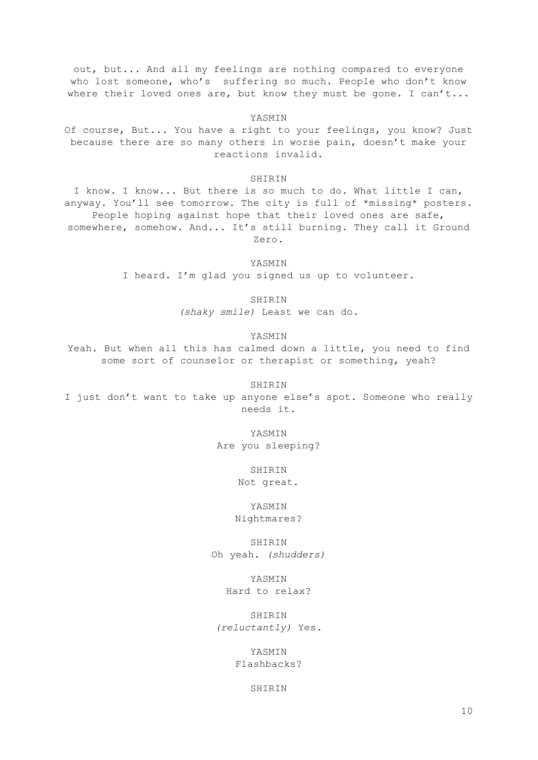out, but... And all my feelings are nothing compared to everyone who lost someone, who's  suffering so much. People who don't know where their loved ones are, but know they must be gone. I can't...

YASMIN

Of course, But... You have a right to your feelings, you know? Just because there are so many others in worse pain, doesn't make your reactions invalid.

SHIRIN

I know. I know... But there is so much to do. What little I can, anyway. You'll see tomorrow. The city is full of *missing* posters. People hoping against hope that their loved ones are safe, somewhere, somehow. And... It's still burning. They call it Ground Zero.

YASMIN

I heard. I'm glad you signed us up to volunteer.

SHIRIN

*(shaky smile)* Least we can do.

YASMIN

Yeah. But when all this has calmed down a little, you need to find some sort of counselor or therapist or something, yeah?

SHIRIN

I just don't want to take up anyone else's spot. Someone who really needs it.

YASMIN

Are you sleeping?

SHIRIN

Not great.

YASMIN

Nightmares?

SHIRIN

Oh yeah. *(shudders)*

YASMIN

Hard to relax?

SHIRIN

*(reluctantly)* Yes.

YASMIN

Flashbacks?

SHIRIN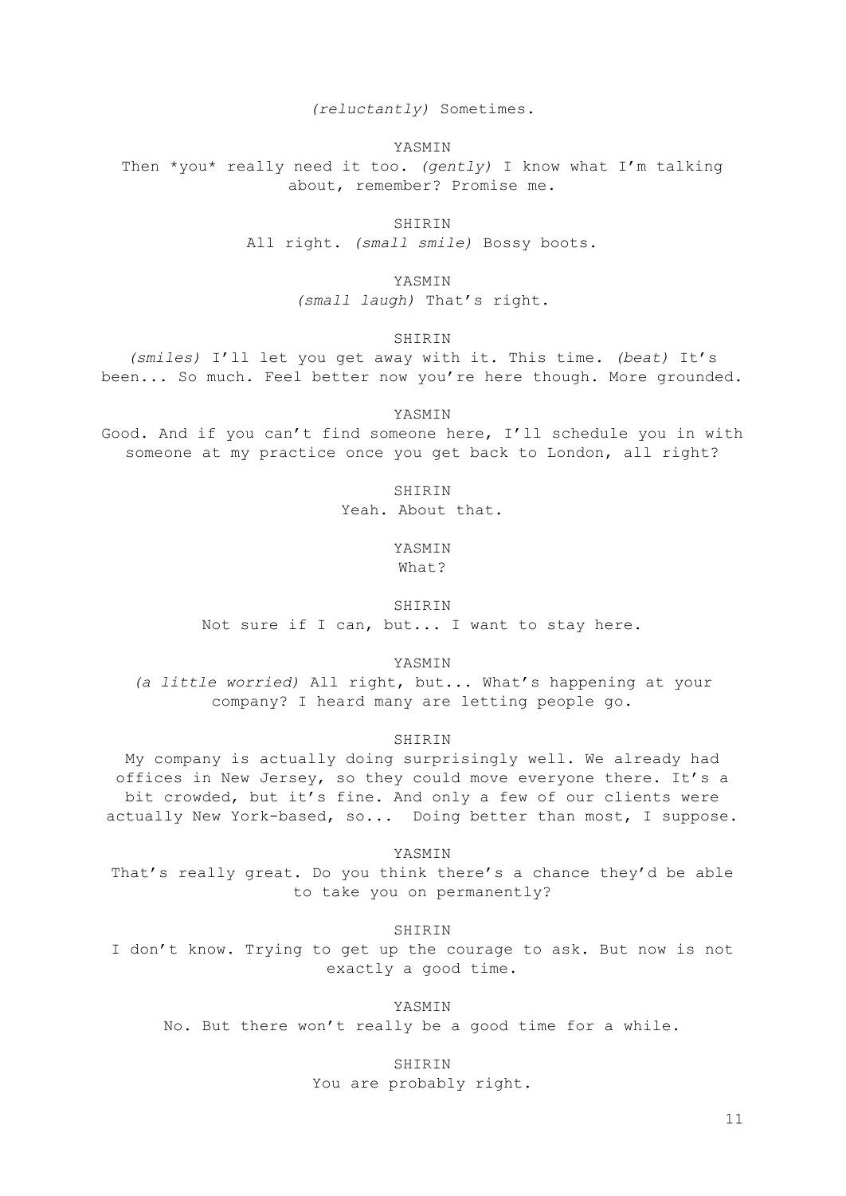*(reluctantly)* Sometimes.

YASMIN

Then *you* really need it too. *(gently)* I know what I'm talking about, remember? Promise me.

SHIRIN

All right. *(small smile)* Bossy boots.

YASMIN

*(small laugh)* That's right.

SHIRIN

*(smiles)* I'll let you get away with it. This time. *(beat)* It's been... So much. Feel better now you're here though. More grounded.

YASMIN

Good. And if you can't find someone here, I'll schedule you in with someone at my practice once you get back to London, all right?

SHIRIN

Yeah. About that.

YASMIN

What?

SHIRIN

Not sure if I can, but... I want to stay here.

YASMIN

*(a little worried)* All right, but... What's happening at your company? I heard many are letting people go.

SHIRIN

My company is actually doing surprisingly well. We already had offices in New Jersey, so they could move everyone there. It's a bit crowded, but it's fine. And only a few of our clients were actually New York-based, so... Doing better than most, I suppose.

YASMIN

That's really great. Do you think there's a chance they'd be able to take you on permanently?

SHIRIN

I don't know. Trying to get up the courage to ask. But now is not exactly a good time.

YASMIN

No. But there won't really be a good time for a while.

SHIRIN

You are probably right.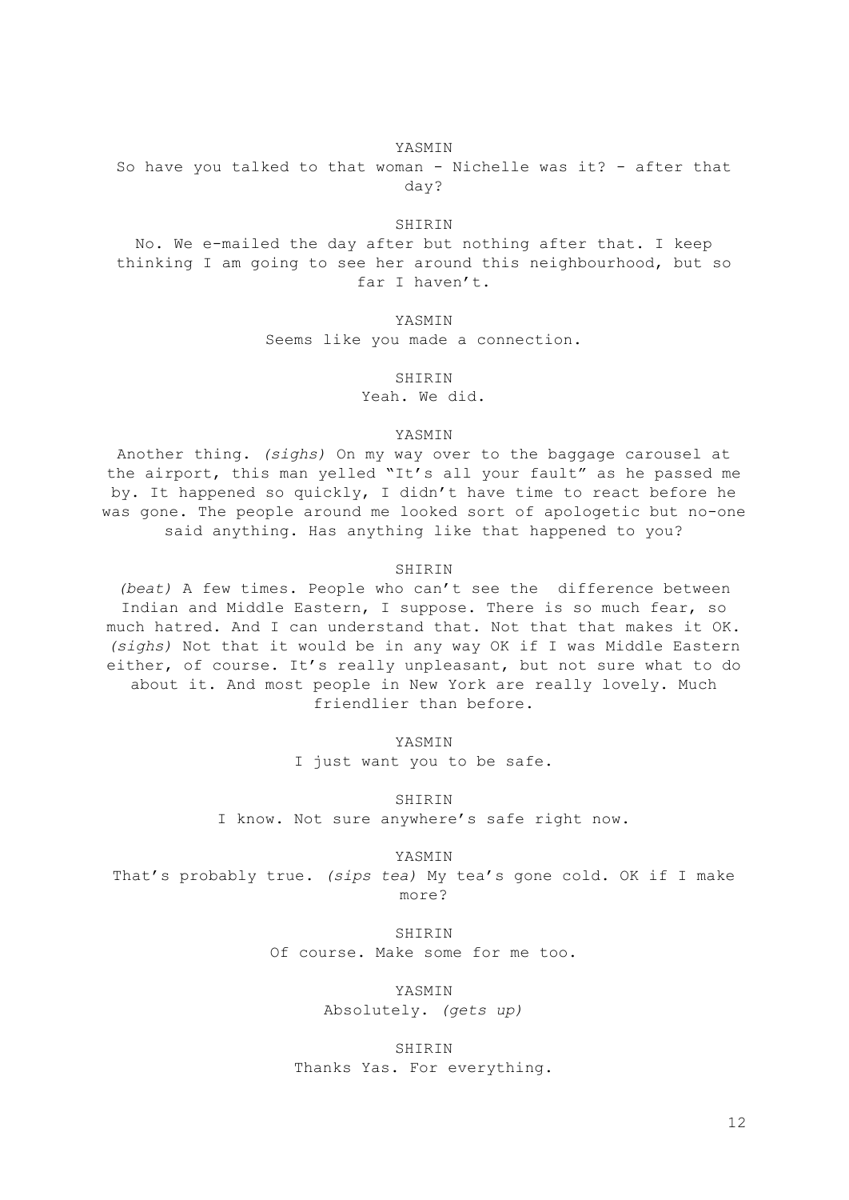YASMIN

So have you talked to that woman - Nichelle was it? - after that day?

SHIRIN

No. We e-mailed the day after but nothing after that. I keep thinking I am going to see her around this neighbourhood, but so far I haven't.

YASMIN

Seems like you made a connection.

SHIRIN

Yeah. We did.

YASMIN

Another thing. *(sighs)* On my way over to the baggage carousel at the airport, this man yelled "It's all your fault" as he passed me by. It happened so quickly, I didn't have time to react before he was gone. The people around me looked sort of apologetic but no-one said anything. Has anything like that happened to you?

SHIRIN

*(beat)* A few times. People who can't see the difference between Indian and Middle Eastern, I suppose. There is so much fear, so much hatred. And I can understand that. Not that that makes it OK. *(sighs)* Not that it would be in any way OK if I was Middle Eastern either, of course. It's really unpleasant, but not sure what to do about it. And most people in New York are really lovely. Much friendlier than before.

YASMIN

I just want you to be safe.

SHIRIN

I know. Not sure anywhere's safe right now.

YASMIN

That's probably true. *(sips tea)* My tea's gone cold. OK if I make more?

SHIRIN

Of course. Make some for me too.

YASMIN

Absolutely. *(gets up)*

SHIRIN

Thanks Yas. For everything.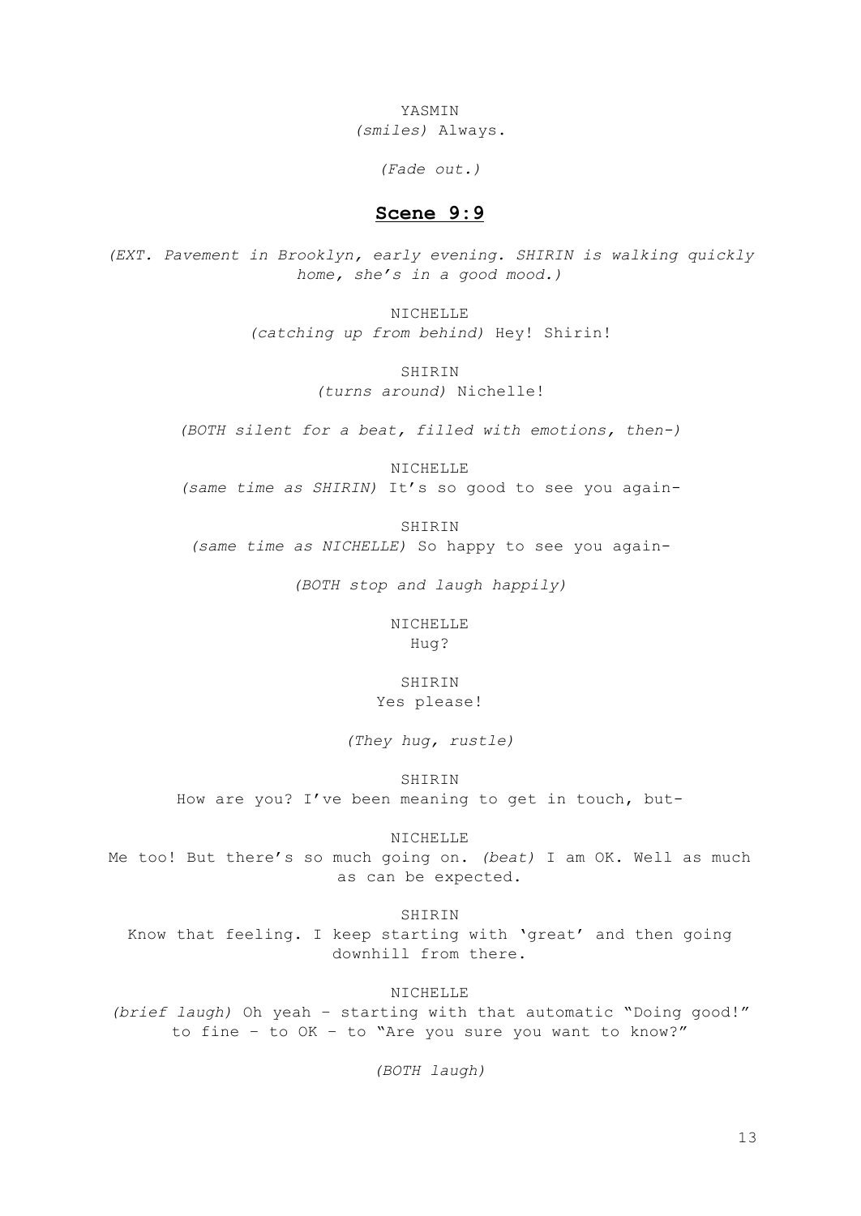YASMIN
*(smiles)* Always.

*(Fade out.)*

## **Scene 9:9**

*(EXT. Pavement in Brooklyn, early evening. SHIRIN is walking quickly home, she's in a good mood.)*

NICHELLE
*(catching up from behind)* Hey! Shirin!

SHIRIN
*(turns around)* Nichelle!

*(BOTH silent for a beat, filled with emotions, then-)*

NICHELLE
*(same time as SHIRIN)* It's so good to see you again-

SHIRIN
*(same time as NICHELLE)* So happy to see you again-

*(BOTH stop and laugh happily)*

NICHELLE
Hug?

SHIRIN
Yes please!

*(They hug, rustle)*

SHIRIN
How are you? I've been meaning to get in touch, but-

NICHELLE
Me too! But there's so much going on. *(beat)* I am OK. Well as much as can be expected.

SHIRIN
Know that feeling. I keep starting with 'great' and then going downhill from there.

NICHELLE
*(brief laugh)* Oh yeah – starting with that automatic "Doing good!" to fine – to OK – to "Are you sure you want to know?"

*(BOTH laugh)*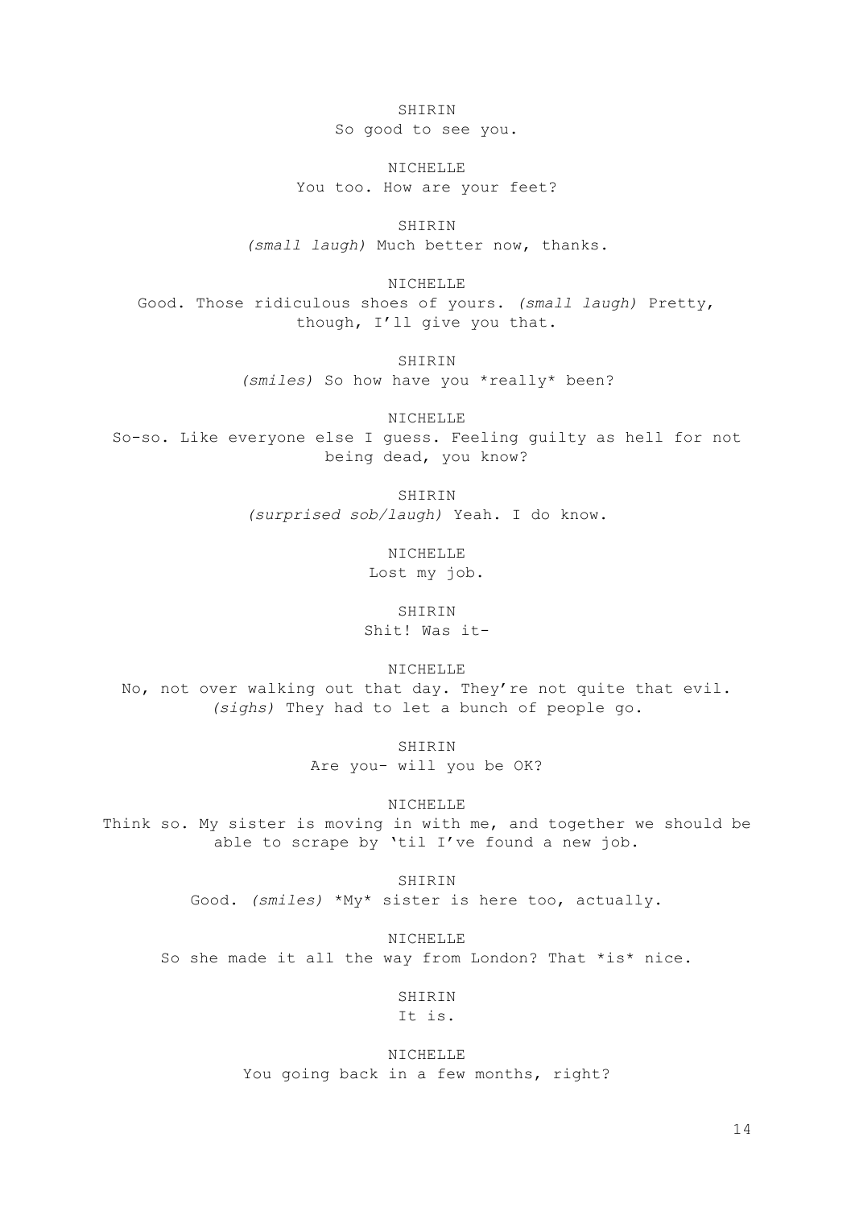SHIRIN
So good to see you.

NICHELLE
You too. How are your feet?

SHIRIN
*(small laugh)* Much better now, thanks.

NICHELLE
Good. Those ridiculous shoes of yours. *(small laugh)* Pretty, though, I'll give you that.

SHIRIN
*(smiles)* So how have you *really* been?

NICHELLE
So-so. Like everyone else I guess. Feeling guilty as hell for not being dead, you know?

SHIRIN
*(surprised sob/laugh)* Yeah. I do know.

NICHELLE
Lost my job.

SHIRIN
Shit! Was it-

NICHELLE
No, not over walking out that day. They're not quite that evil. *(sighs)* They had to let a bunch of people go.

SHIRIN
Are you- will you be OK?

NICHELLE
Think so. My sister is moving in with me, and together we should be able to scrape by 'til I've found a new job.

SHIRIN
Good. *(smiles)* *My* sister is here too, actually.

NICHELLE
So she made it all the way from London? That *is* nice.

SHIRIN
It is.

NICHELLE
You going back in a few months, right?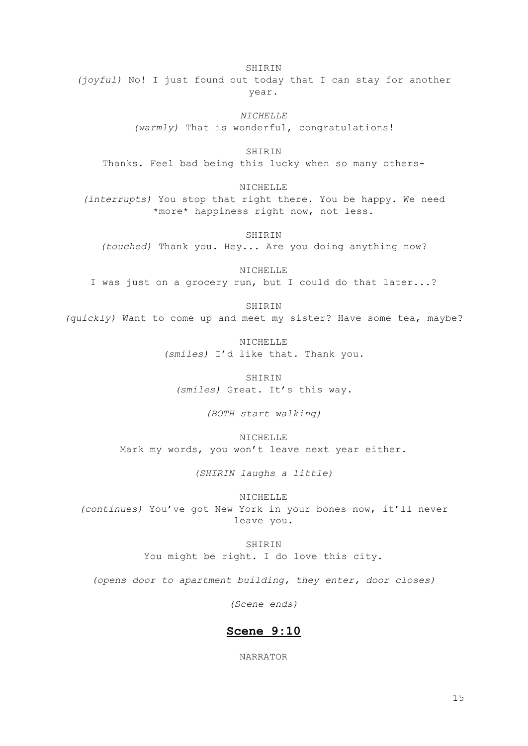SHIRIN

*(joyful)* No! I just found out today that I can stay for another year.

*NICHELLE*

*(warmly)* That is wonderful, congratulations!

SHIRIN

Thanks. Feel bad being this lucky when so many others-

NICHELLE

*(interrupts)* You stop that right there. You be happy. We need *more* happiness right now, not less.

SHIRIN

*(touched)* Thank you. Hey... Are you doing anything now?

NICHELLE

I was just on a grocery run, but I could do that later...?

SHIRIN

*(quickly)* Want to come up and meet my sister? Have some tea, maybe?

NICHELLE

*(smiles)* I'd like that. Thank you.

SHIRIN

*(smiles)* Great. It's this way.

*(BOTH start walking)*

NICHELLE

Mark my words, you won't leave next year either.

*(SHIRIN laughs a little)*

NICHELLE

*(continues)* You've got New York in your bones now, it'll never leave you.

SHIRIN

You might be right. I do love this city.

*(opens door to apartment building, they enter, door closes)*

*(Scene ends)*

## Scene 9:10

NARRATOR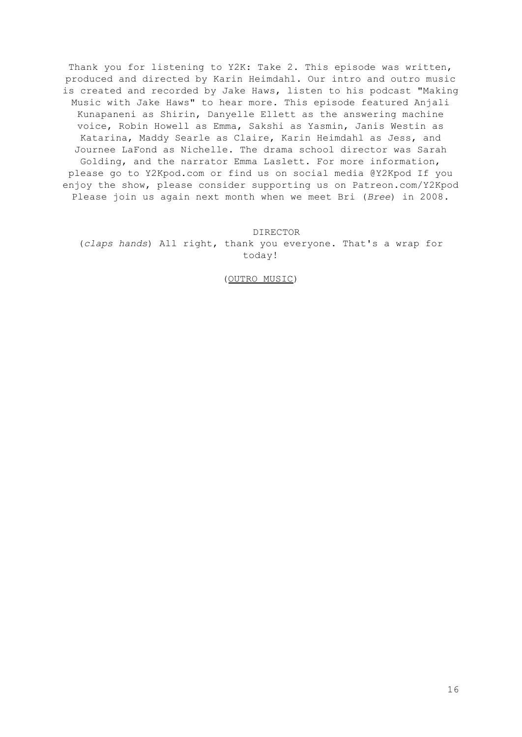Thank you for listening to Y2K: Take 2. This episode was written, produced and directed by Karin Heimdahl. Our intro and outro music is created and recorded by Jake Haws, listen to his podcast "Making Music with Jake Haws" to hear more. This episode featured Anjali Kunapaneni as Shirin, Danyelle Ellett as the answering machine voice, Robin Howell as Emma, Sakshi as Yasmin, Janis Westin as Katarina, Maddy Searle as Claire, Karin Heimdahl as Jess, and Journee LaFond as Nichelle. The drama school director was Sarah Golding, and the narrator Emma Laslett. For more information, please go to Y2Kpod.com or find us on social media @Y2Kpod If you enjoy the show, please consider supporting us on Patreon.com/Y2Kpod Please join us again next month when we meet Bri (*Bree*) in 2008.

DIRECTOR

(*claps hands*) All right, thank you everyone. That's a wrap for today!

(<u>OUTRO MUSIC</u>)